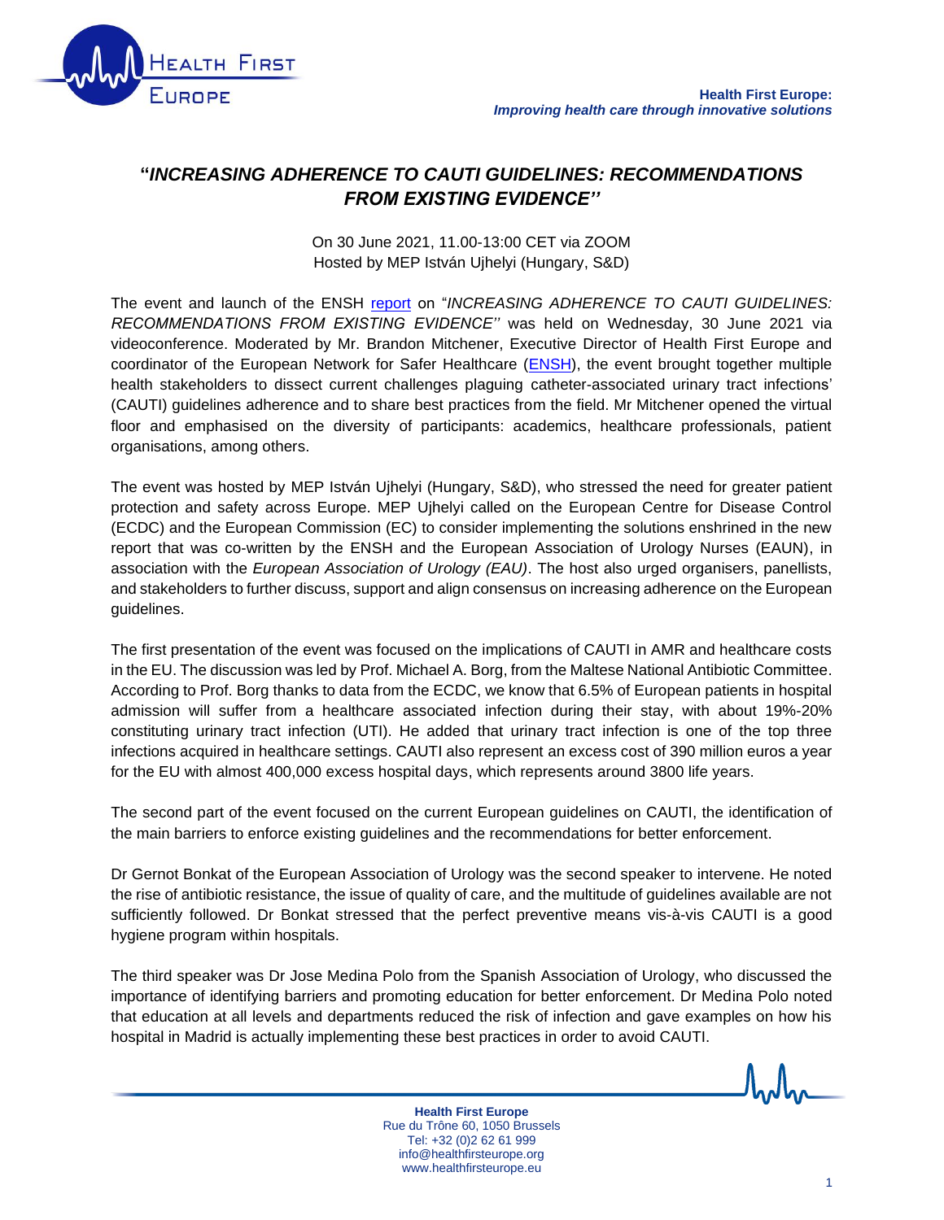**Health First Europe:**
***Improving health care through innovative solutions***

# "*INCREASING ADHERENCE TO CAUTI GUIDELINES: RECOMMENDATIONS FROM EXISTING EVIDENCE''*

On 30 June 2021, 11.00-13:00 CET via ZOOM
Hosted by MEP István Ujhelyi (Hungary, S&D)

The event and launch of the ENSH report on "*INCREASING ADHERENCE TO CAUTI GUIDELINES: RECOMMENDATIONS FROM EXISTING EVIDENCE''* was held on Wednesday, 30 June 2021 via videoconference. Moderated by Mr. Brandon Mitchener, Executive Director of Health First Europe and coordinator of the European Network for Safer Healthcare (ENSH), the event brought together multiple health stakeholders to dissect current challenges plaguing catheter-associated urinary tract infections' (CAUTI) guidelines adherence and to share best practices from the field. Mr Mitchener opened the virtual floor and emphasised on the diversity of participants: academics, healthcare professionals, patient organisations, among others.

The event was hosted by MEP István Ujhelyi (Hungary, S&D), who stressed the need for greater patient protection and safety across Europe. MEP Ujhelyi called on the European Centre for Disease Control (ECDC) and the European Commission (EC) to consider implementing the solutions enshrined in the new report that was co-written by the ENSH and the European Association of Urology Nurses (EAUN), in association with the *European Association of Urology (EAU)*. The host also urged organisers, panellists, and stakeholders to further discuss, support and align consensus on increasing adherence on the European guidelines.

The first presentation of the event was focused on the implications of CAUTI in AMR and healthcare costs in the EU. The discussion was led by Prof. Michael A. Borg, from the Maltese National Antibiotic Committee. According to Prof. Borg thanks to data from the ECDC, we know that 6.5% of European patients in hospital admission will suffer from a healthcare associated infection during their stay, with about 19%-20% constituting urinary tract infection (UTI). He added that urinary tract infection is one of the top three infections acquired in healthcare settings. CAUTI also represent an excess cost of 390 million euros a year for the EU with almost 400,000 excess hospital days, which represents around 3800 life years.

The second part of the event focused on the current European guidelines on CAUTI, the identification of the main barriers to enforce existing guidelines and the recommendations for better enforcement.

Dr Gernot Bonkat of the European Association of Urology was the second speaker to intervene. He noted the rise of antibiotic resistance, the issue of quality of care, and the multitude of guidelines available are not sufficiently followed. Dr Bonkat stressed that the perfect preventive means vis-à-vis CAUTI is a good hygiene program within hospitals.

The third speaker was Dr Jose Medina Polo from the Spanish Association of Urology, who discussed the importance of identifying barriers and promoting education for better enforcement. Dr Medina Polo noted that education at all levels and departments reduced the risk of infection and gave examples on how his hospital in Madrid is actually implementing these best practices in order to avoid CAUTI.

**Health First Europe**
Rue du Trône 60, 1050 Brussels
Tel: +32 (0)2 62 61 999
info@healthfirsteurope.org
www.healthfirsteurope.eu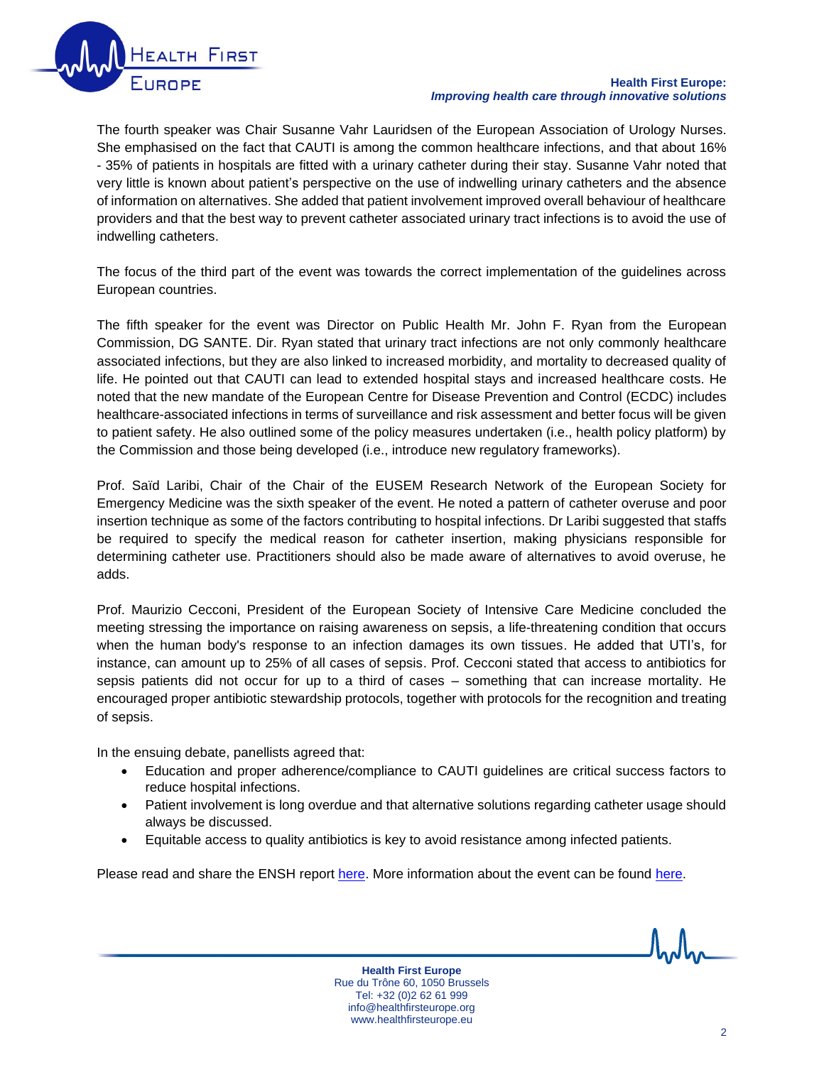The fourth speaker was Chair Susanne Vahr Lauridsen of the European Association of Urology Nurses. She emphasised on the fact that CAUTI is among the common healthcare infections, and that about 16% - 35% of patients in hospitals are fitted with a urinary catheter during their stay. Susanne Vahr noted that very little is known about patient's perspective on the use of indwelling urinary catheters and the absence of information on alternatives. She added that patient involvement improved overall behaviour of healthcare providers and that the best way to prevent catheter associated urinary tract infections is to avoid the use of indwelling catheters.

The focus of the third part of the event was towards the correct implementation of the guidelines across European countries.

The fifth speaker for the event was Director on Public Health Mr. John F. Ryan from the European Commission, DG SANTE. Dir. Ryan stated that urinary tract infections are not only commonly healthcare associated infections, but they are also linked to increased morbidity, and mortality to decreased quality of life. He pointed out that CAUTI can lead to extended hospital stays and increased healthcare costs. He noted that the new mandate of the European Centre for Disease Prevention and Control (ECDC) includes healthcare-associated infections in terms of surveillance and risk assessment and better focus will be given to patient safety. He also outlined some of the policy measures undertaken (i.e., health policy platform) by the Commission and those being developed (i.e., introduce new regulatory frameworks).

Prof. Saïd Laribi, Chair of the Chair of the EUSEM Research Network of the European Society for Emergency Medicine was the sixth speaker of the event. He noted a pattern of catheter overuse and poor insertion technique as some of the factors contributing to hospital infections. Dr Laribi suggested that staffs be required to specify the medical reason for catheter insertion, making physicians responsible for determining catheter use. Practitioners should also be made aware of alternatives to avoid overuse, he adds.

Prof. Maurizio Cecconi, President of the European Society of Intensive Care Medicine concluded the meeting stressing the importance on raising awareness on sepsis, a life-threatening condition that occurs when the human body's response to an infection damages its own tissues. He added that UTI's, for instance, can amount up to 25% of all cases of sepsis. Prof. Cecconi stated that access to antibiotics for sepsis patients did not occur for up to a third of cases – something that can increase mortality. He encouraged proper antibiotic stewardship protocols, together with protocols for the recognition and treating of sepsis.

In the ensuing debate, panellists agreed that:

- Education and proper adherence/compliance to CAUTI guidelines are critical success factors to reduce hospital infections.
- Patient involvement is long overdue and that alternative solutions regarding catheter usage should always be discussed.
- Equitable access to quality antibiotics is key to avoid resistance among infected patients.

Please read and share the ENSH report here. More information about the event can be found here.